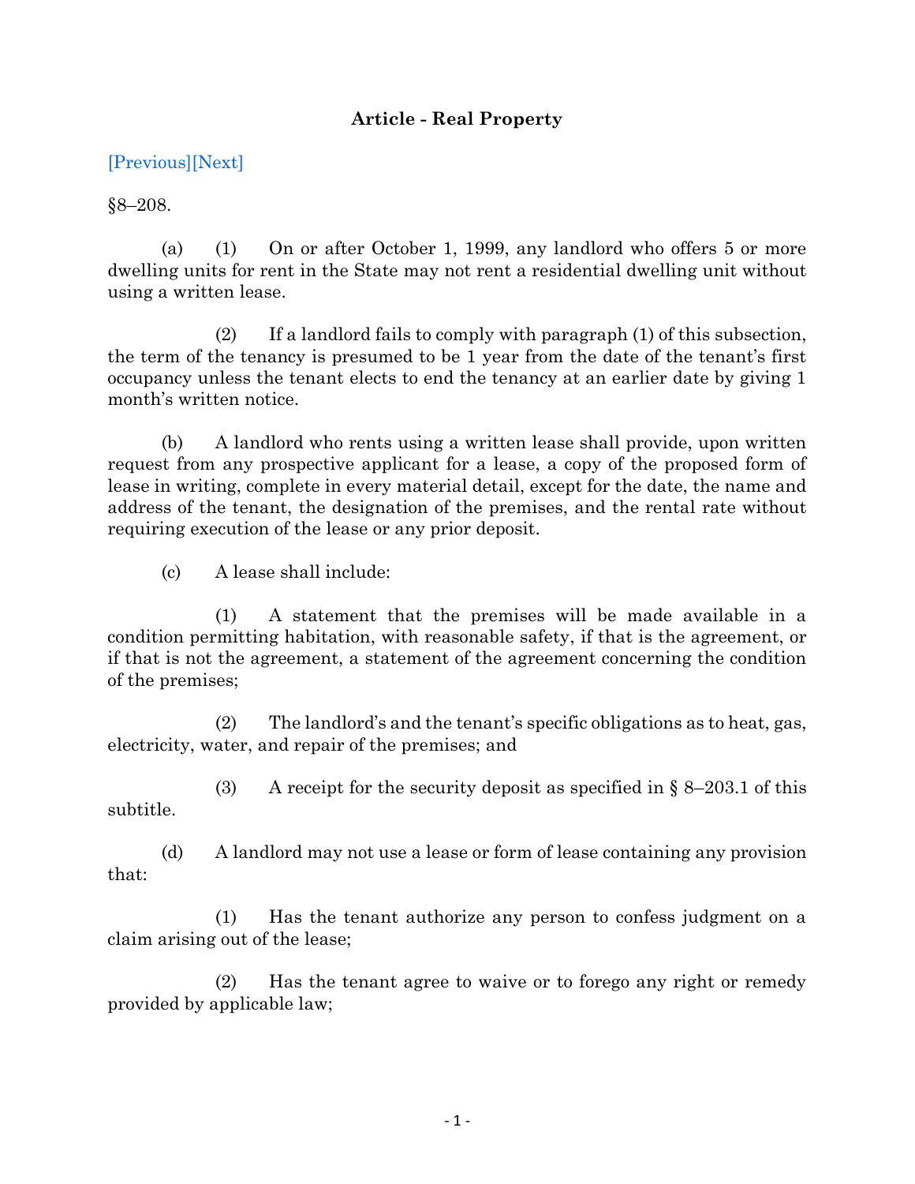**Article - Real Property**

[Previous][Next]

§8–208.

(a) (1) On or after October 1, 1999, any landlord who offers 5 or more dwelling units for rent in the State may not rent a residential dwelling unit without using a written lease.

(2) If a landlord fails to comply with paragraph (1) of this subsection, the term of the tenancy is presumed to be 1 year from the date of the tenant's first occupancy unless the tenant elects to end the tenancy at an earlier date by giving 1 month's written notice.

(b) A landlord who rents using a written lease shall provide, upon written request from any prospective applicant for a lease, a copy of the proposed form of lease in writing, complete in every material detail, except for the date, the name and address of the tenant, the designation of the premises, and the rental rate without requiring execution of the lease or any prior deposit.

(c) A lease shall include:

(1) A statement that the premises will be made available in a condition permitting habitation, with reasonable safety, if that is the agreement, or if that is not the agreement, a statement of the agreement concerning the condition of the premises;

(2) The landlord's and the tenant's specific obligations as to heat, gas, electricity, water, and repair of the premises; and

(3) A receipt for the security deposit as specified in § 8–203.1 of this subtitle.

(d) A landlord may not use a lease or form of lease containing any provision that:

(1) Has the tenant authorize any person to confess judgment on a claim arising out of the lease;

(2) Has the tenant agree to waive or to forego any right or remedy provided by applicable law;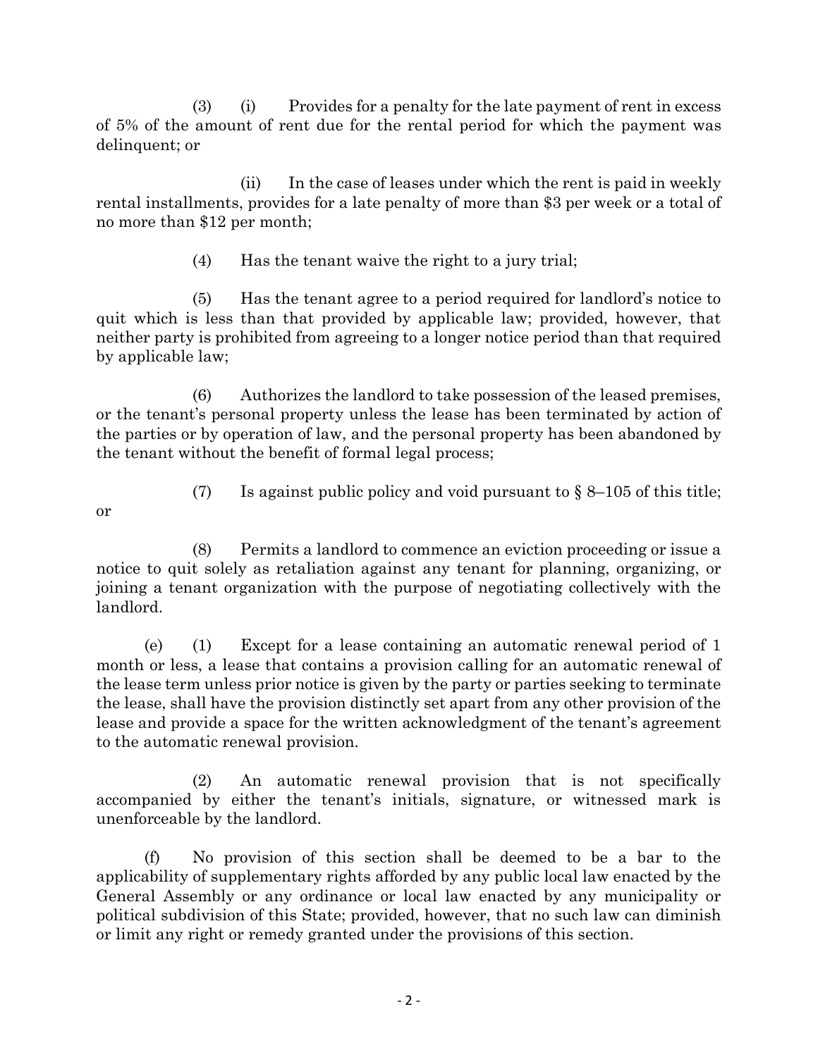(3) (i) Provides for a penalty for the late payment of rent in excess of 5% of the amount of rent due for the rental period for which the payment was delinquent; or

(ii) In the case of leases under which the rent is paid in weekly rental installments, provides for a late penalty of more than $3 per week or a total of no more than $12 per month;

(4) Has the tenant waive the right to a jury trial;

(5) Has the tenant agree to a period required for landlord's notice to quit which is less than that provided by applicable law; provided, however, that neither party is prohibited from agreeing to a longer notice period than that required by applicable law;

(6) Authorizes the landlord to take possession of the leased premises, or the tenant's personal property unless the lease has been terminated by action of the parties or by operation of law, and the personal property has been abandoned by the tenant without the benefit of formal legal process;

(7) Is against public policy and void pursuant to § 8–105 of this title; or

(8) Permits a landlord to commence an eviction proceeding or issue a notice to quit solely as retaliation against any tenant for planning, organizing, or joining a tenant organization with the purpose of negotiating collectively with the landlord.

(e) (1) Except for a lease containing an automatic renewal period of 1 month or less, a lease that contains a provision calling for an automatic renewal of the lease term unless prior notice is given by the party or parties seeking to terminate the lease, shall have the provision distinctly set apart from any other provision of the lease and provide a space for the written acknowledgment of the tenant's agreement to the automatic renewal provision.

(2) An automatic renewal provision that is not specifically accompanied by either the tenant's initials, signature, or witnessed mark is unenforceable by the landlord.

(f) No provision of this section shall be deemed to be a bar to the applicability of supplementary rights afforded by any public local law enacted by the General Assembly or any ordinance or local law enacted by any municipality or political subdivision of this State; provided, however, that no such law can diminish or limit any right or remedy granted under the provisions of this section.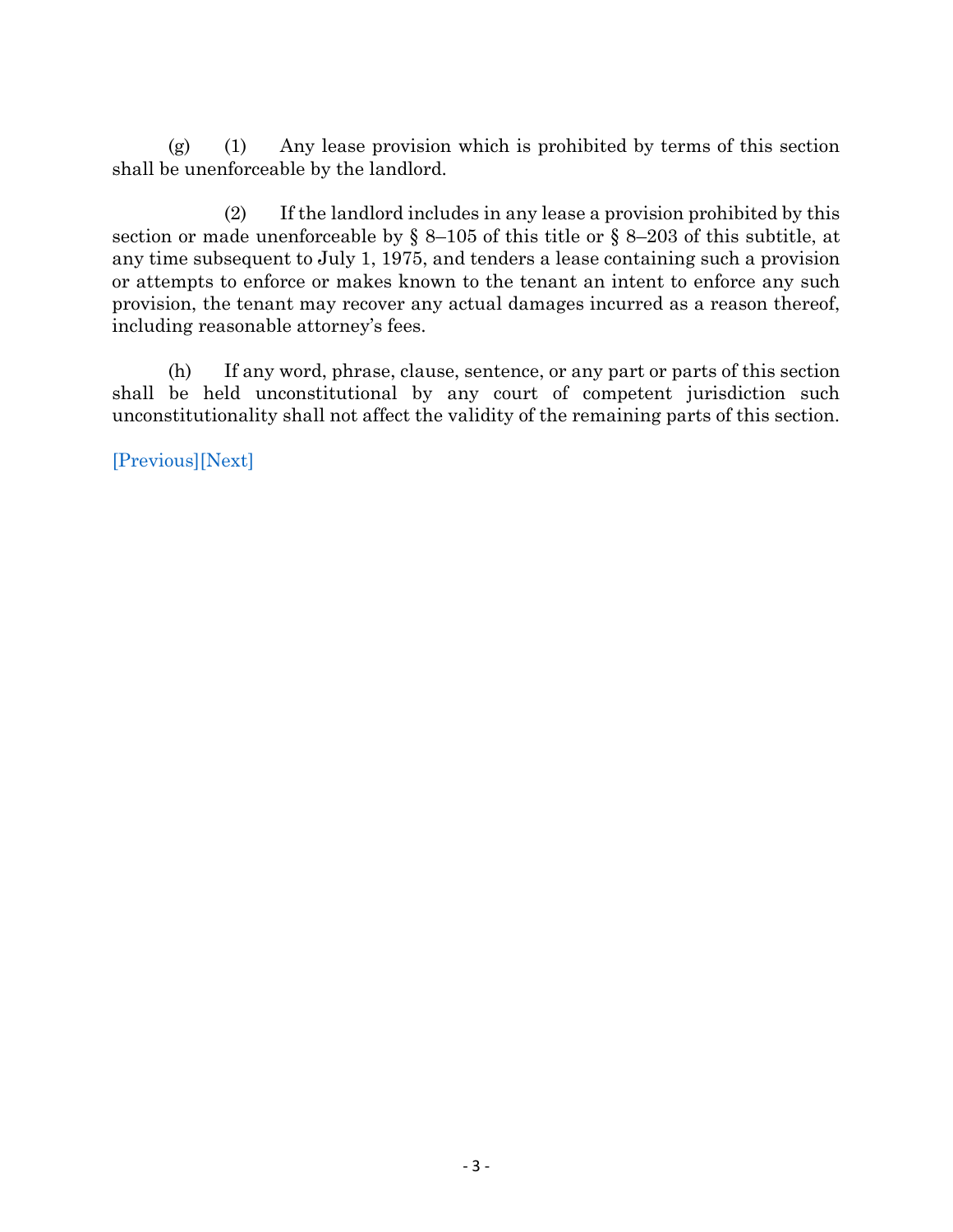(g) (1) Any lease provision which is prohibited by terms of this section shall be unenforceable by the landlord.

(2) If the landlord includes in any lease a provision prohibited by this section or made unenforceable by § 8–105 of this title or § 8–203 of this subtitle, at any time subsequent to July 1, 1975, and tenders a lease containing such a provision or attempts to enforce or makes known to the tenant an intent to enforce any such provision, the tenant may recover any actual damages incurred as a reason thereof, including reasonable attorney's fees.

(h) If any word, phrase, clause, sentence, or any part or parts of this section shall be held unconstitutional by any court of competent jurisdiction such unconstitutionality shall not affect the validity of the remaining parts of this section.

[Previous][Next]